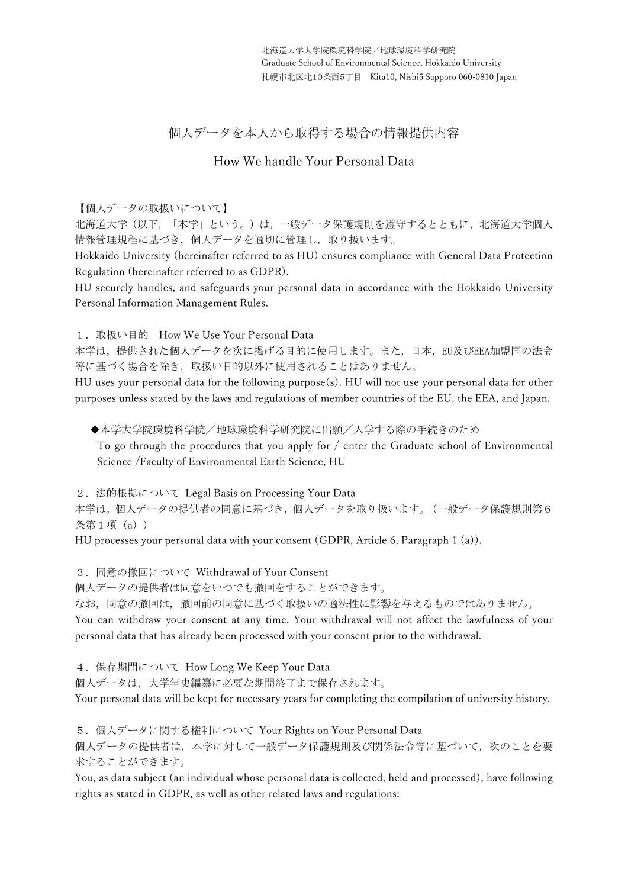北海道大学大学院環境科学院／地球環境科学研究院
Graduate School of Environmental Science, Hokkaido University
札幌市北区北10条西5丁目　Kita10, Nishi5 Sapporo 060-0810 Japan

# 個人データを本人から取得する場合の情報提供内容

# How We handle Your Personal Data

【個人データの取扱いについて】
北海道大学（以下，「本学」という。）は，一般データ保護規則を遵守するとともに，北海道大学個人情報管理規程に基づき，個人データを適切に管理し，取り扱います。
Hokkaido University (hereinafter referred to as HU) ensures compliance with General Data Protection Regulation (hereinafter referred to as GDPR).
HU securely handles, and safeguards your personal data in accordance with the Hokkaido University Personal Information Management Rules.

## １．取扱い目的　How We Use Your Personal Data

本学は，提供された個人データを次に掲げる目的に使用します。また，日本，EU及びEEA加盟国の法令等に基づく場合を除き，取扱い目的以外に使用されることはありません。
HU uses your personal data for the following purpose(s). HU will not use your personal data for other purposes unless stated by the laws and regulations of member countries of the EU, the EEA, and Japan.

◆本学大学院環境科学院／地球環境科学研究院に出願／入学する際の手続きのため
To go through the procedures that you apply for / enter the Graduate school of Environmental Science /Faculty of Environmental Earth Science, HU

## ２．法的根拠について　Legal Basis on Processing Your Data

本学は，個人データの提供者の同意に基づき，個人データを取り扱います。（一般データ保護規則第６条第１項（a））
HU processes your personal data with your consent (GDPR, Article 6, Paragraph 1 (a)).

## ３．同意の撤回について　Withdrawal of Your Consent

個人データの提供者は同意をいつでも撤回をすることができます。
なお，同意の撤回は，撤回前の同意に基づく取扱いの適法性に影響を与えるものではありません。
You can withdraw your consent at any time. Your withdrawal will not affect the lawfulness of your personal data that has already been processed with your consent prior to the withdrawal.

## ４．保存期間について　How Long We Keep Your Data

個人データは，大学年史編纂に必要な期間終了まで保存されます。
Your personal data will be kept for necessary years for completing the compilation of university history.

## ５．個人データに関する権利について　Your Rights on Your Personal Data

個人データの提供者は，本学に対して一般データ保護規則及び関係法令等に基づいて，次のことを要求することができます。
You, as data subject (an individual whose personal data is collected, held and processed), have following rights as stated in GDPR, as well as other related laws and regulations: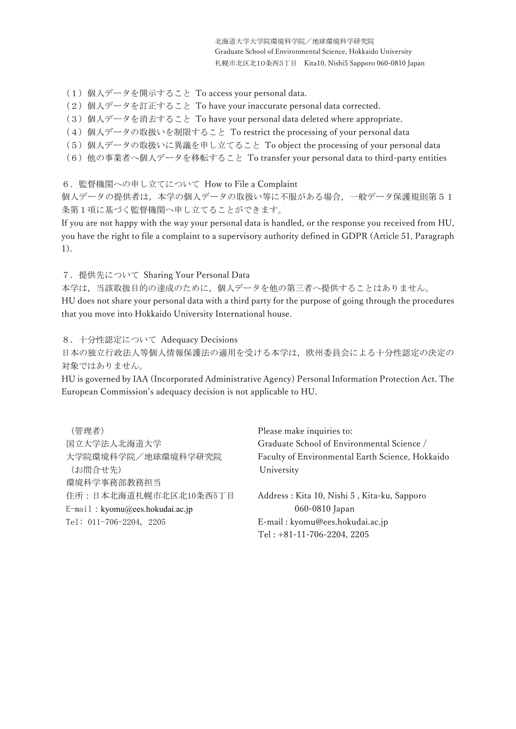（１）個人データを開示すること To access your personal data.
（２）個人データを訂正すること To have your inaccurate personal data corrected.
（３）個人データを消去すること To have your personal data deleted where appropriate.
（４）個人データの取扱いを制限すること To restrict the processing of your personal data
（５）個人データの取扱いに異議を申し立てること To object the processing of your personal data
（６）他の事業者へ個人データを移転すること To transfer your personal data to third-party entities

６．監督機関への申し立てについて How to File a Complaint

個人データの提供者は，本学の個人データの取扱い等に不服がある場合，一般データ保護規則第５１条第１項に基づく監督機関へ申し立てることができます。

If you are not happy with the way your personal data is handled, or the response you received from HU, you have the right to file a complaint to a supervisory authority defined in GDPR (Article 51, Paragraph 1).

７．提供先について Sharing Your Personal Data

本学は，当該取扱目的の達成のために，個人データを他の第三者へ提供することはありません。

HU does not share your personal data with a third party for the purpose of going through the procedures that you move into Hokkaido University International house.

８．十分性認定について Adequacy Decisions

日本の独立行政法人等個人情報保護法の適用を受ける本学は，欧州委員会による十分性認定の決定の対象ではありません。

HU is governed by IAA (Incorporated Administrative Agency) Personal Information Protection Act. The European Commission’s adequacy decision is not applicable to HU.

（管理者）
国立大学法人北海道大学
大学院環境科学院／地球環境科学研究院
（お問合せ先）
環境科学事務部教務担当
住所：日本北海道札幌市北区北10条西5丁目
E-mail：kyomu@ees.hokudai.ac.jp
Tel: 011-706-2204, 2205

Please make inquiries to:
Graduate School of Environmental Science / Faculty of Environmental Earth Science, Hokkaido University

Address : Kita 10, Nishi 5 , Kita-ku, Sapporo 060-0810 Japan
E-mail : kyomu@ees.hokudai.ac.jp
Tel : +81-11-706-2204, 2205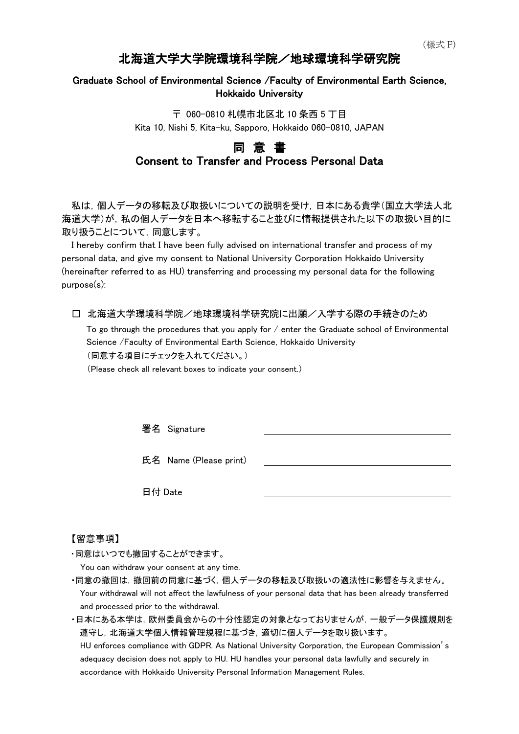(様式 F)

# 北海道大学大学院環境科学院／地球環境科学研究院

**Graduate School of Environmental Science /Faculty of Environmental Earth Science, Hokkaido University**

〒 060-0810 札幌市北区北 10 条西 5 丁目

Kita 10, Nishi 5, Kita-ku, Sapporo, Hokkaido 060-0810, JAPAN

## 同 意 書
## Consent to Transfer and Process Personal Data

私は，個人データの移転及び取扱いについての説明を受け，日本にある貴学(国立大学法人北海道大学)が，私の個人データを日本へ移転すること並びに情報提供された以下の取扱い目的に取り扱うことについて，同意します。

I hereby confirm that I have been fully advised on international transfer and process of my personal data, and give my consent to National University Corporation Hokkaido University (hereinafter referred to as HU) transferring and processing my personal data for the following purpose(s):

☐ 北海道大学環境科学院／地球環境科学研究院に出願／入学する際の手続きのため

To go through the procedures that you apply for / enter the Graduate school of Environmental Science /Faculty of Environmental Earth Science, Hokkaido University

（同意する項目にチェックを入れてください。）

(Please check all relevant boxes to indicate your consent.)

署名 Signature ______________________________

氏名 Name (Please print) ______________________________

日付 Date ______________________________

【留意事項】

- 同意はいつでも撤回することができます。
  You can withdraw your consent at any time.
- 同意の撤回は，撤回前の同意に基づく，個人データの移転及び取扱いの適法性に影響を与えません。
  Your withdrawal will not affect the lawfulness of your personal data that has been already transferred and processed prior to the withdrawal.
- 日本にある本学は，欧州委員会からの十分性認定の対象となっておりませんが，一般データ保護規則を遵守し，北海道大学個人情報管理規程に基づき，適切に個人データを取り扱います。
  HU enforces compliance with GDPR. As National University Corporation, the European Commission's adequacy decision does not apply to HU. HU handles your personal data lawfully and securely in accordance with Hokkaido University Personal Information Management Rules.